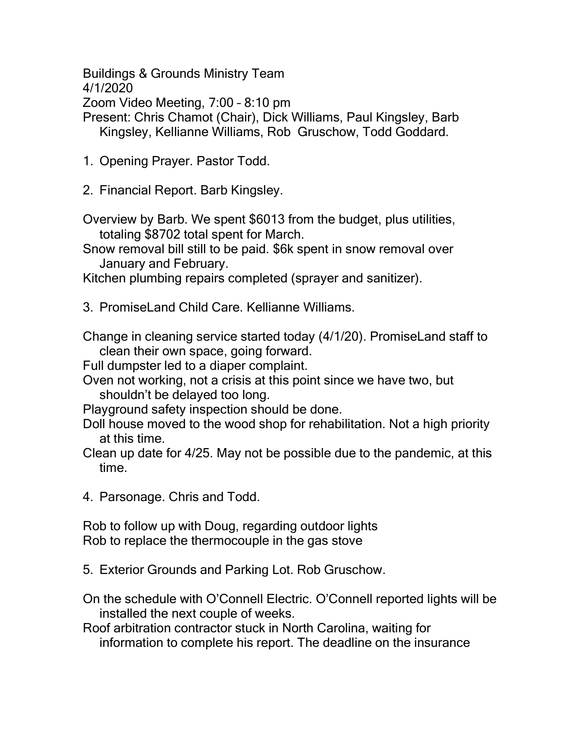Buildings & Grounds Ministry Team
4/1/2020
Zoom Video Meeting, 7:00 – 8:10 pm
Present: Chris Chamot (Chair), Dick Williams, Paul Kingsley, Barb Kingsley, Kellianne Williams, Rob Gruschow, Todd Goddard.

1. Opening Prayer. Pastor Todd.

2. Financial Report. Barb Kingsley.

Overview by Barb. We spent $6013 from the budget, plus utilities, totaling $8702 total spent for March.

Snow removal bill still to be paid. $6k spent in snow removal over January and February.

Kitchen plumbing repairs completed (sprayer and sanitizer).

3. PromiseLand Child Care. Kellianne Williams.

Change in cleaning service started today (4/1/20). PromiseLand staff to clean their own space, going forward.

Full dumpster led to a diaper complaint.

Oven not working, not a crisis at this point since we have two, but shouldn't be delayed too long.

Playground safety inspection should be done.

Doll house moved to the wood shop for rehabilitation. Not a high priority at this time.

Clean up date for 4/25. May not be possible due to the pandemic, at this time.

4. Parsonage. Chris and Todd.

Rob to follow up with Doug, regarding outdoor lights

Rob to replace the thermocouple in the gas stove

5. Exterior Grounds and Parking Lot. Rob Gruschow.

On the schedule with O'Connell Electric. O'Connell reported lights will be installed the next couple of weeks.

Roof arbitration contractor stuck in North Carolina, waiting for information to complete his report. The deadline on the insurance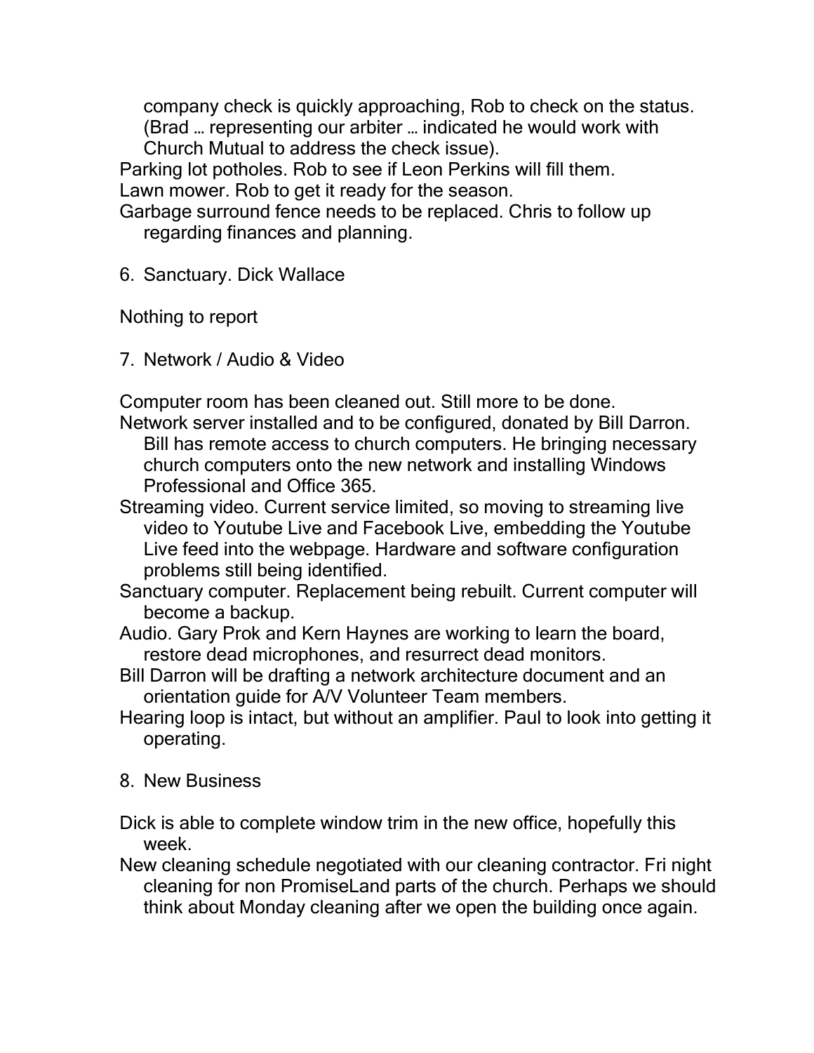company check is quickly approaching, Rob to check on the status. (Brad … representing our arbiter … indicated he would work with Church Mutual to address the check issue).

Parking lot potholes. Rob to see if Leon Perkins will fill them.

Lawn mower. Rob to get it ready for the season.

Garbage surround fence needs to be replaced. Chris to follow up regarding finances and planning.

6. Sanctuary. Dick Wallace

Nothing to report

7. Network / Audio & Video

Computer room has been cleaned out. Still more to be done.

Network server installed and to be configured, donated by Bill Darron. Bill has remote access to church computers. He bringing necessary church computers onto the new network and installing Windows Professional and Office 365.

Streaming video. Current service limited, so moving to streaming live video to Youtube Live and Facebook Live, embedding the Youtube Live feed into the webpage. Hardware and software configuration problems still being identified.

Sanctuary computer. Replacement being rebuilt. Current computer will become a backup.

Audio. Gary Prok and Kern Haynes are working to learn the board, restore dead microphones, and resurrect dead monitors.

Bill Darron will be drafting a network architecture document and an orientation guide for A/V Volunteer Team members.

Hearing loop is intact, but without an amplifier. Paul to look into getting it operating.

8. New Business

Dick is able to complete window trim in the new office, hopefully this week.

New cleaning schedule negotiated with our cleaning contractor. Fri night cleaning for non PromiseLand parts of the church. Perhaps we should think about Monday cleaning after we open the building once again.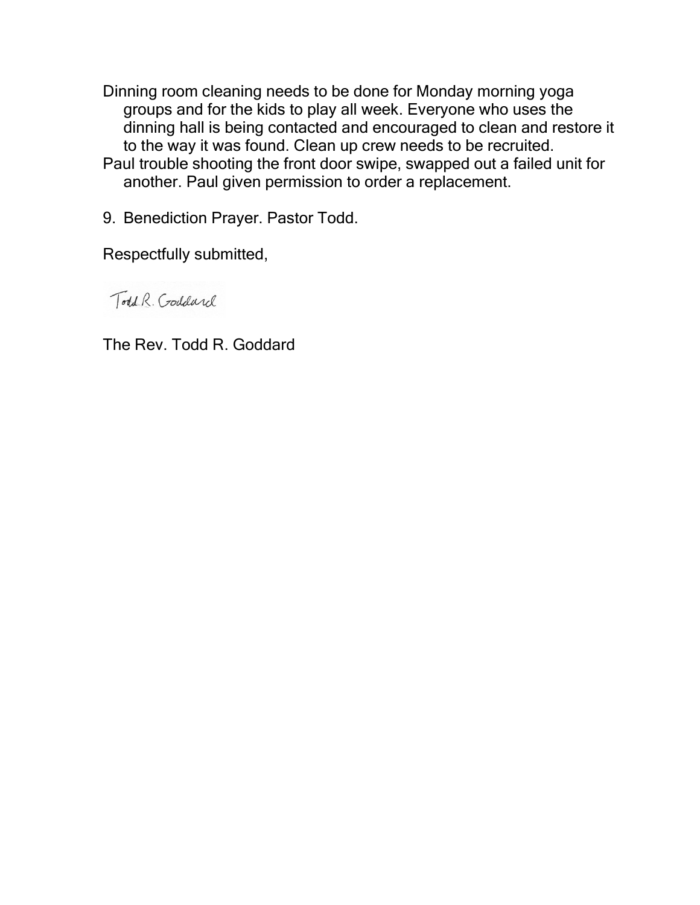Dinning room cleaning needs to be done for Monday morning yoga groups and for the kids to play all week. Everyone who uses the dinning hall is being contacted and encouraged to clean and restore it to the way it was found. Clean up crew needs to be recruited.

Paul trouble shooting the front door swipe, swapped out a failed unit for another. Paul given permission to order a replacement.

9. Benediction Prayer. Pastor Todd.

Respectfully submitted,

Todd R. Goddard

The Rev. Todd R. Goddard